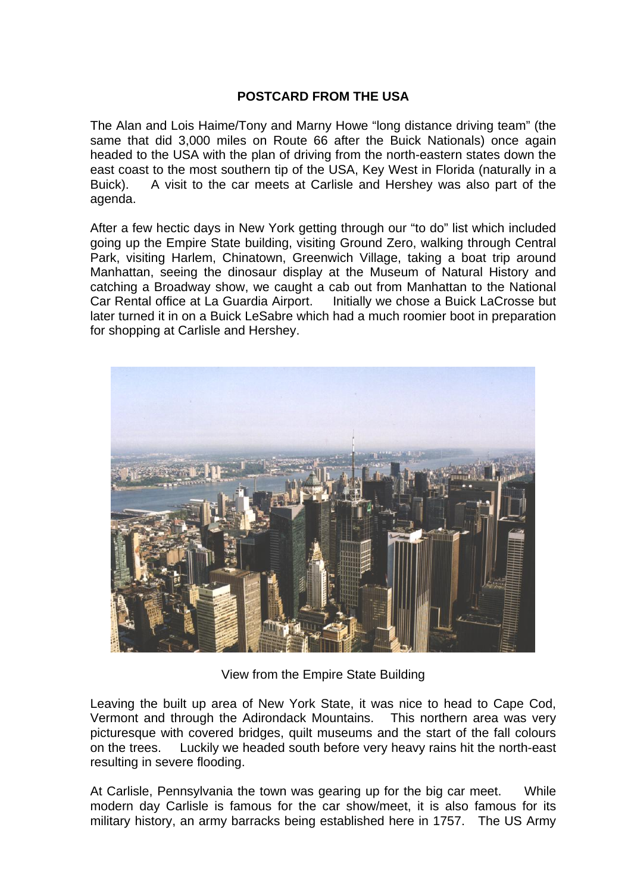# POSTCARD FROM THE USA

The Alan and Lois Haime/Tony and Marny Howe "long distance driving team" (the same that did 3,000 miles on Route 66 after the Buick Nationals) once again headed to the USA with the plan of driving from the north-eastern states down the east coast to the most southern tip of the USA, Key West in Florida (naturally in a Buick). A visit to the car meets at Carlisle and Hershey was also part of the agenda.

After a few hectic days in New York getting through our "to do" list which included going up the Empire State building, visiting Ground Zero, walking through Central Park, visiting Harlem, Chinatown, Greenwich Village, taking a boat trip around Manhattan, seeing the dinosaur display at the Museum of Natural History and catching a Broadway show, we caught a cab out from Manhattan to the National Car Rental office at La Guardia Airport. Initially we chose a Buick LaCrosse but later turned it in on a Buick LeSabre which had a much roomier boot in preparation for shopping at Carlisle and Hershey.

View from the Empire State Building

Leaving the built up area of New York State, it was nice to head to Cape Cod, Vermont and through the Adirondack Mountains. This northern area was very picturesque with covered bridges, quilt museums and the start of the fall colours on the trees. Luckily we headed south before very heavy rains hit the north-east resulting in severe flooding.

At Carlisle, Pennsylvania the town was gearing up for the big car meet. While modern day Carlisle is famous for the car show/meet, it is also famous for its military history, an army barracks being established here in 1757. The US Army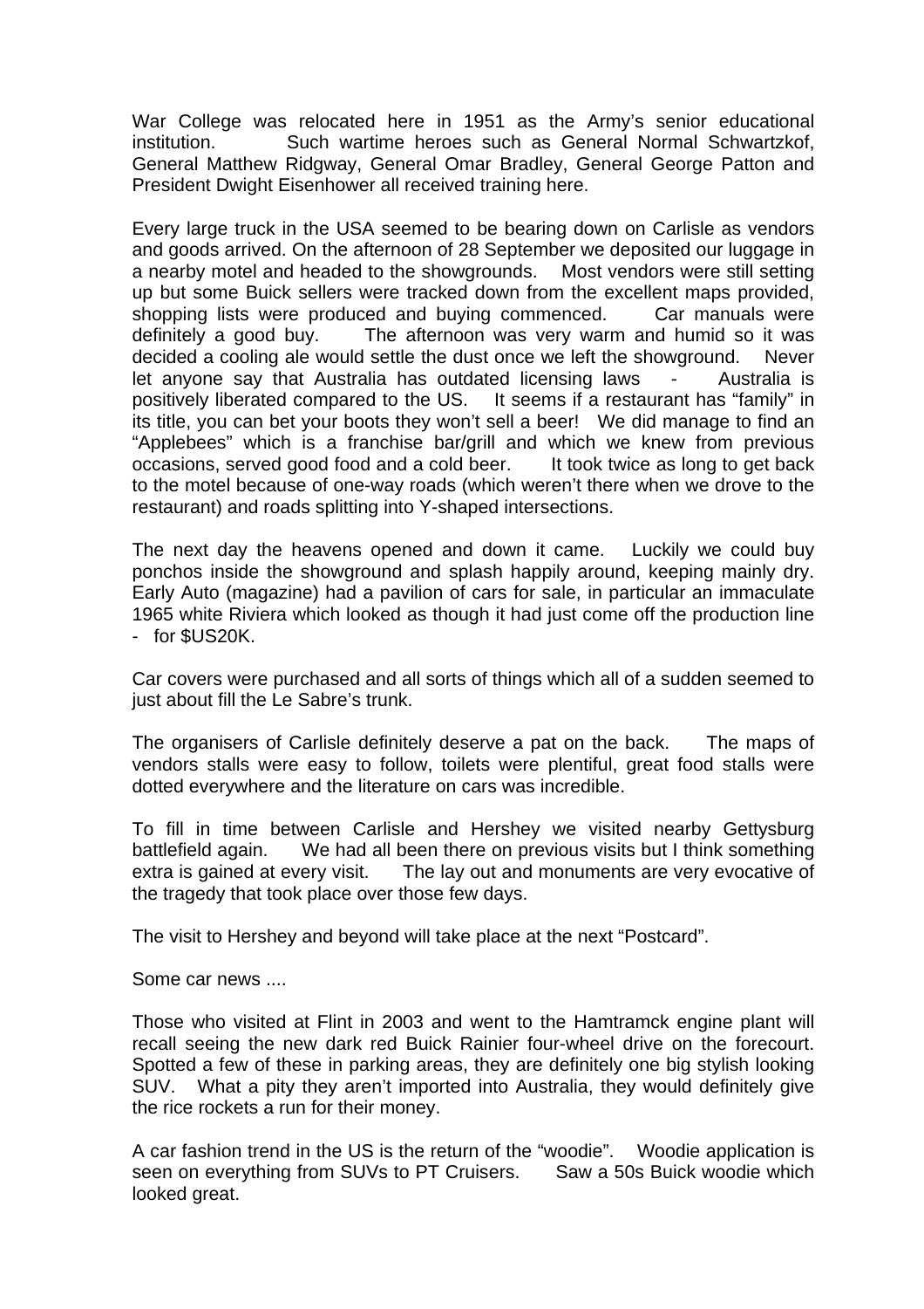War College was relocated here in 1951 as the Army's senior educational institution. Such wartime heroes such as General Normal Schwartzkof, General Matthew Ridgway, General Omar Bradley, General George Patton and President Dwight Eisenhower all received training here.

Every large truck in the USA seemed to be bearing down on Carlisle as vendors and goods arrived. On the afternoon of 28 September we deposited our luggage in a nearby motel and headed to the showgrounds. Most vendors were still setting up but some Buick sellers were tracked down from the excellent maps provided, shopping lists were produced and buying commenced. Car manuals were definitely a good buy. The afternoon was very warm and humid so it was decided a cooling ale would settle the dust once we left the showground. Never let anyone say that Australia has outdated licensing laws - Australia is positively liberated compared to the US. It seems if a restaurant has "family" in its title, you can bet your boots they won't sell a beer! We did manage to find an "Applebees" which is a franchise bar/grill and which we knew from previous occasions, served good food and a cold beer. It took twice as long to get back to the motel because of one-way roads (which weren't there when we drove to the restaurant) and roads splitting into Y-shaped intersections.

The next day the heavens opened and down it came. Luckily we could buy ponchos inside the showground and splash happily around, keeping mainly dry. Early Auto (magazine) had a pavilion of cars for sale, in particular an immaculate 1965 white Riviera which looked as though it had just come off the production line - for $US20K.

Car covers were purchased and all sorts of things which all of a sudden seemed to just about fill the Le Sabre's trunk.

The organisers of Carlisle definitely deserve a pat on the back. The maps of vendors stalls were easy to follow, toilets were plentiful, great food stalls were dotted everywhere and the literature on cars was incredible.

To fill in time between Carlisle and Hershey we visited nearby Gettysburg battlefield again. We had all been there on previous visits but I think something extra is gained at every visit. The lay out and monuments are very evocative of the tragedy that took place over those few days.

The visit to Hershey and beyond will take place at the next "Postcard".

Some car news ....

Those who visited at Flint in 2003 and went to the Hamtramck engine plant will recall seeing the new dark red Buick Rainier four-wheel drive on the forecourt. Spotted a few of these in parking areas, they are definitely one big stylish looking SUV. What a pity they aren't imported into Australia, they would definitely give the rice rockets a run for their money.

A car fashion trend in the US is the return of the "woodie". Woodie application is seen on everything from SUVs to PT Cruisers. Saw a 50s Buick woodie which looked great.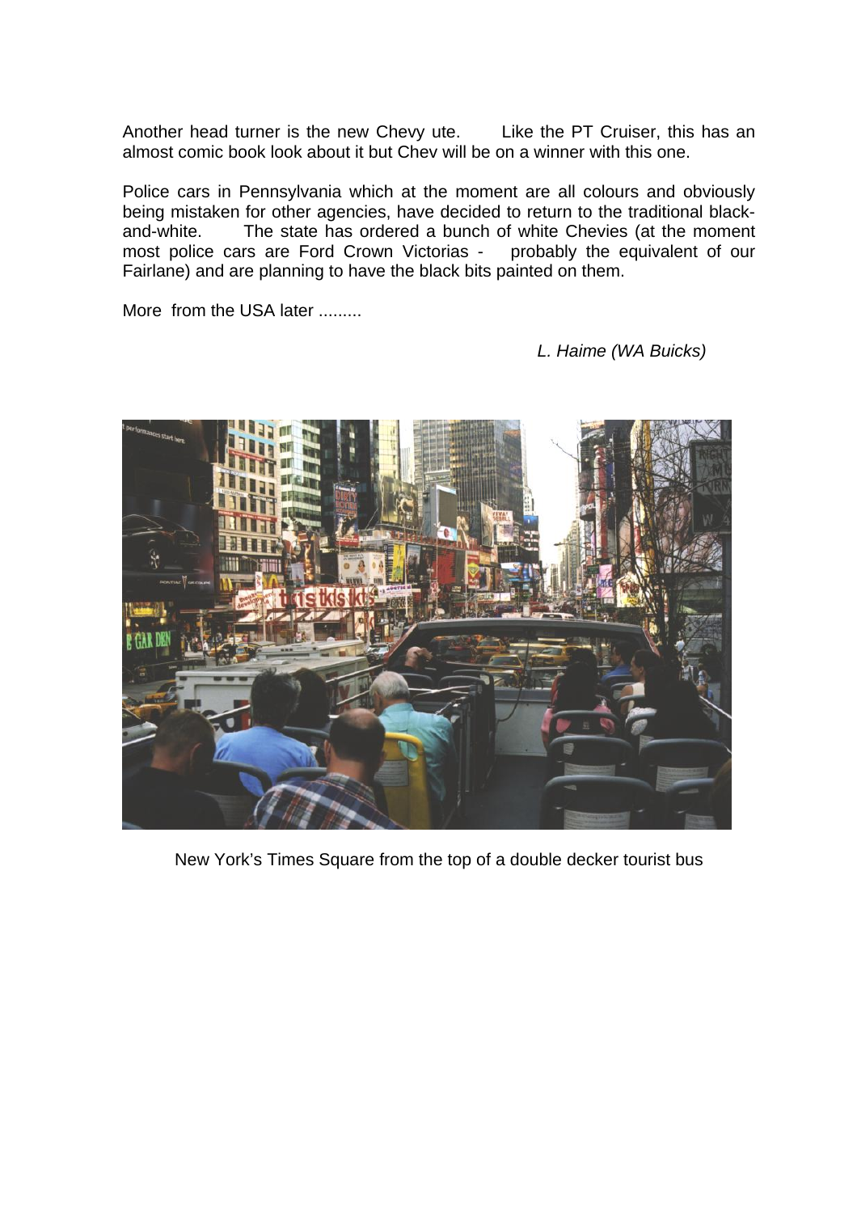Another head turner is the new Chevy ute. Like the PT Cruiser, this has an almost comic book look about it but Chev will be on a winner with this one.

Police cars in Pennsylvania which at the moment are all colours and obviously being mistaken for other agencies, have decided to return to the traditional black-and-white. The state has ordered a bunch of white Chevies (at the moment most police cars are Ford Crown Victorias - probably the equivalent of our Fairlane) and are planning to have the black bits painted on them.

More from the USA later .........

*L. Haime (WA Buicks)*

New York's Times Square from the top of a double decker tourist bus